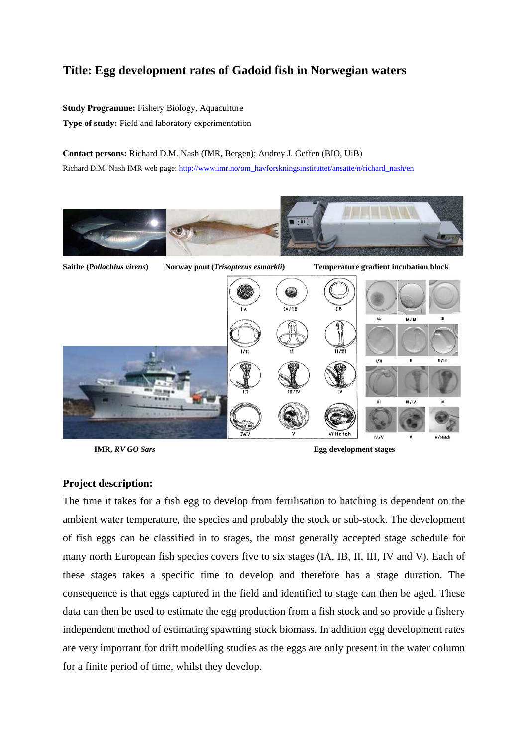# Title: Egg development rates of Gadoid fish in Norwegian waters

**Study Programme:** Fishery Biology, Aquaculture

**Type of study:** Field and laboratory experimentation

**Contact persons:** Richard D.M. Nash (IMR, Bergen); Audrey J. Geffen (BIO, UiB)

Richard D.M. Nash IMR web page: http://www.imr.no/om_havforskningsinstituttet/ansatte/n/richard_nash/en

**Saithe (*Pollachius virens*)** **Norway pout (*Trisopterus esmarkii*)** **Temperature gradient incubation block**

**IMR, *RV GO Sars*** **Egg development stages**

## Project description:

The time it takes for a fish egg to develop from fertilisation to hatching is dependent on the ambient water temperature, the species and probably the stock or sub-stock. The development of fish eggs can be classified in to stages, the most generally accepted stage schedule for many north European fish species covers five to six stages (IA, IB, II, III, IV and V). Each of these stages takes a specific time to develop and therefore has a stage duration. The consequence is that eggs captured in the field and identified to stage can then be aged. These data can then be used to estimate the egg production from a fish stock and so provide a fishery independent method of estimating spawning stock biomass. In addition egg development rates are very important for drift modelling studies as the eggs are only present in the water column for a finite period of time, whilst they develop.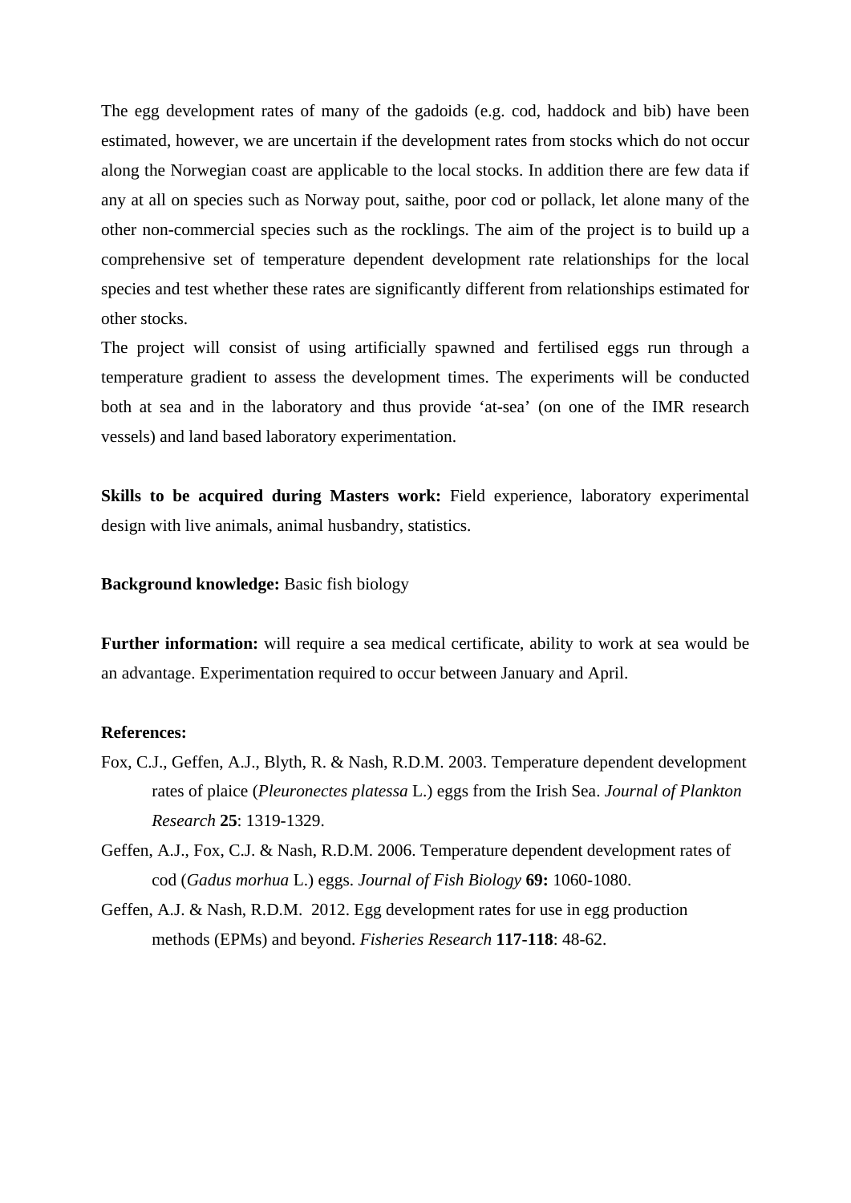The egg development rates of many of the gadoids (e.g. cod, haddock and bib) have been estimated, however, we are uncertain if the development rates from stocks which do not occur along the Norwegian coast are applicable to the local stocks. In addition there are few data if any at all on species such as Norway pout, saithe, poor cod or pollack, let alone many of the other non-commercial species such as the rocklings. The aim of the project is to build up a comprehensive set of temperature dependent development rate relationships for the local species and test whether these rates are significantly different from relationships estimated for other stocks.

The project will consist of using artificially spawned and fertilised eggs run through a temperature gradient to assess the development times. The experiments will be conducted both at sea and in the laboratory and thus provide 'at-sea' (on one of the IMR research vessels) and land based laboratory experimentation.

**Skills to be acquired during Masters work:** Field experience, laboratory experimental design with live animals, animal husbandry, statistics.

**Background knowledge:** Basic fish biology

**Further information:** will require a sea medical certificate, ability to work at sea would be an advantage. Experimentation required to occur between January and April.

**References:**

Fox, C.J., Geffen, A.J., Blyth, R. & Nash, R.D.M. 2003. Temperature dependent development rates of plaice (*Pleuronectes platessa* L.) eggs from the Irish Sea. *Journal of Plankton Research* **25**: 1319-1329.

Geffen, A.J., Fox, C.J. & Nash, R.D.M. 2006. Temperature dependent development rates of cod (*Gadus morhua* L.) eggs. *Journal of Fish Biology* **69:** 1060-1080.

Geffen, A.J. & Nash, R.D.M. 2012. Egg development rates for use in egg production methods (EPMs) and beyond. *Fisheries Research* **117-118**: 48-62.